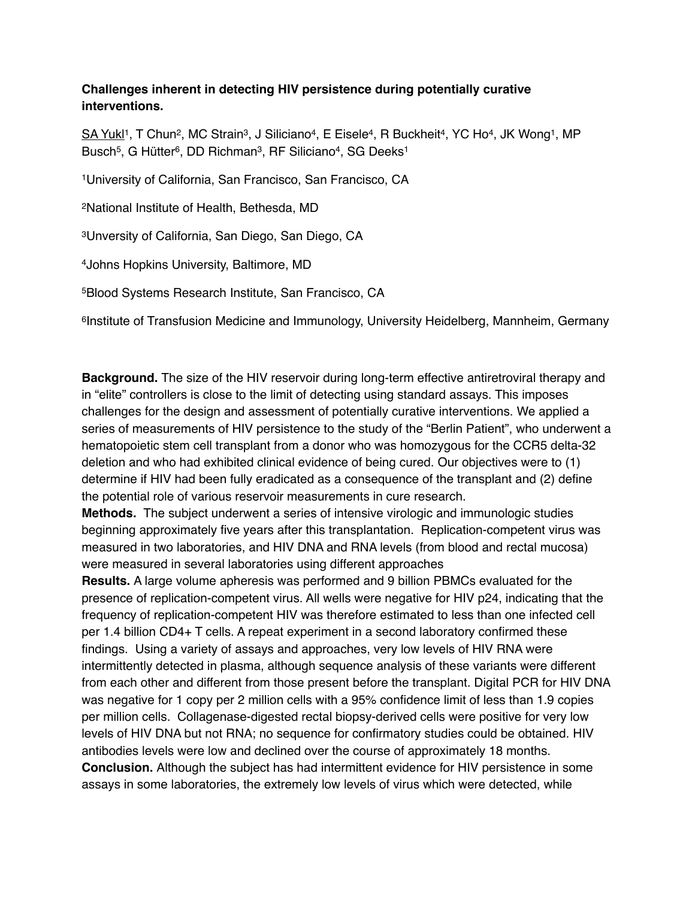**Challenges inherent in detecting HIV persistence during potentially curative interventions.**

SA Yukl[1], T Chun[2], MC Strain[3], J Siliciano[4], E Eisele[4], R Buckheit[4], YC Ho[4], JK Wong[1], MP Busch[5], G Hütter[6], DD Richman[3], RF Siliciano[4], SG Deeks[1]

[1]University of California, San Francisco, San Francisco, CA

[2]National Institute of Health, Bethesda, MD

[3]Unversity of California, San Diego, San Diego, CA

[4]Johns Hopkins University, Baltimore, MD

[5]Blood Systems Research Institute, San Francisco, CA

[6]Institute of Transfusion Medicine and Immunology, University Heidelberg, Mannheim, Germany

**Background.** The size of the HIV reservoir during long-term effective antiretroviral therapy and in "elite" controllers is close to the limit of detecting using standard assays. This imposes challenges for the design and assessment of potentially curative interventions. We applied a series of measurements of HIV persistence to the study of the "Berlin Patient", who underwent a hematopoietic stem cell transplant from a donor who was homozygous for the CCR5 delta-32 deletion and who had exhibited clinical evidence of being cured. Our objectives were to (1) determine if HIV had been fully eradicated as a consequence of the transplant and (2) define the potential role of various reservoir measurements in cure research.

**Methods.** The subject underwent a series of intensive virologic and immunologic studies beginning approximately five years after this transplantation. Replication-competent virus was measured in two laboratories, and HIV DNA and RNA levels (from blood and rectal mucosa) were measured in several laboratories using different approaches

**Results.** A large volume apheresis was performed and 9 billion PBMCs evaluated for the presence of replication-competent virus. All wells were negative for HIV p24, indicating that the frequency of replication-competent HIV was therefore estimated to less than one infected cell per 1.4 billion CD4+ T cells. A repeat experiment in a second laboratory confirmed these findings. Using a variety of assays and approaches, very low levels of HIV RNA were intermittently detected in plasma, although sequence analysis of these variants were different from each other and different from those present before the transplant. Digital PCR for HIV DNA was negative for 1 copy per 2 million cells with a 95% confidence limit of less than 1.9 copies per million cells. Collagenase-digested rectal biopsy-derived cells were positive for very low levels of HIV DNA but not RNA; no sequence for confirmatory studies could be obtained. HIV antibodies levels were low and declined over the course of approximately 18 months.

**Conclusion.** Although the subject has had intermittent evidence for HIV persistence in some assays in some laboratories, the extremely low levels of virus which were detected, while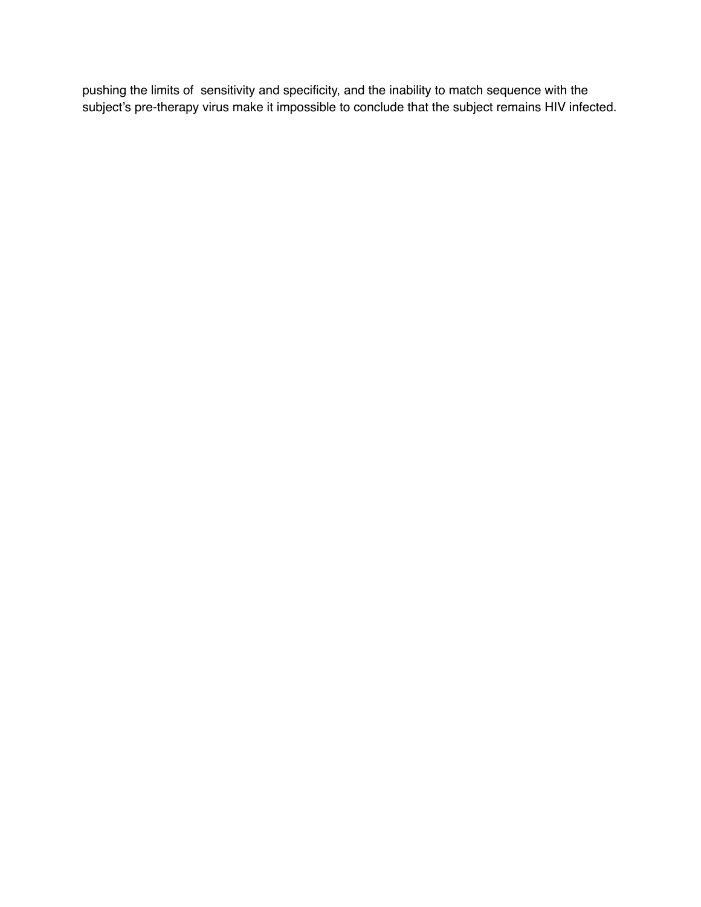pushing the limits of sensitivity and specificity, and the inability to match sequence with the subject's pre-therapy virus make it impossible to conclude that the subject remains HIV infected.